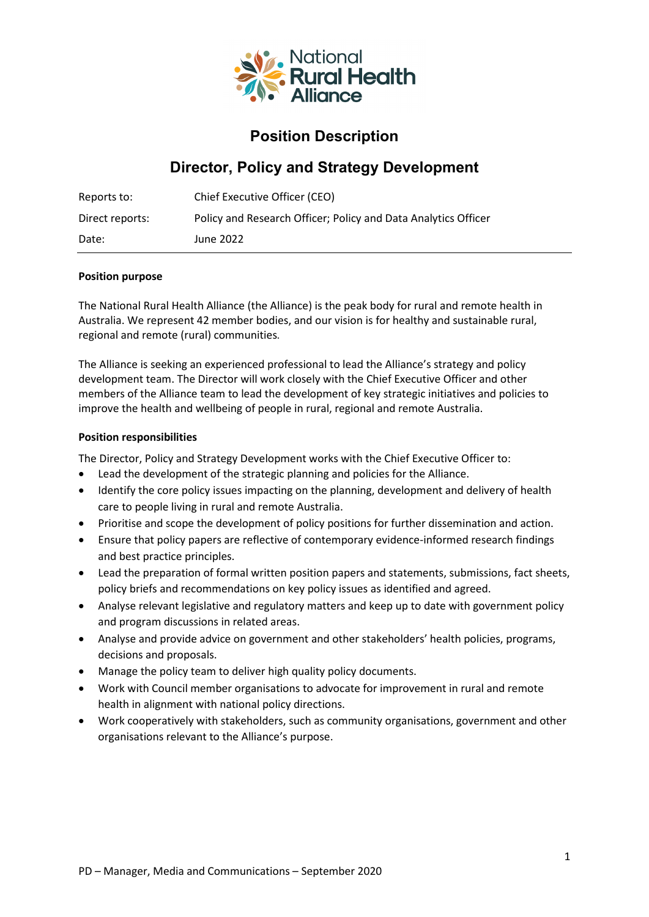# Position Description

## Director, Policy and Strategy Development

| | |
|---|---|
| Reports to: | Chief Executive Officer (CEO) |
| Direct reports: | Policy and Research Officer; Policy and Data Analytics Officer |
| Date: | June 2022 |

**Position purpose**

The National Rural Health Alliance (the Alliance) is the peak body for rural and remote health in Australia. We represent 42 member bodies, and our vision is for healthy and sustainable rural, regional and remote (rural) communities.

The Alliance is seeking an experienced professional to lead the Alliance's strategy and policy development team. The Director will work closely with the Chief Executive Officer and other members of the Alliance team to lead the development of key strategic initiatives and policies to improve the health and wellbeing of people in rural, regional and remote Australia.

**Position responsibilities**

The Director, Policy and Strategy Development works with the Chief Executive Officer to:

- Lead the development of the strategic planning and policies for the Alliance.
- Identify the core policy issues impacting on the planning, development and delivery of health care to people living in rural and remote Australia.
- Prioritise and scope the development of policy positions for further dissemination and action.
- Ensure that policy papers are reflective of contemporary evidence-informed research findings and best practice principles.
- Lead the preparation of formal written position papers and statements, submissions, fact sheets, policy briefs and recommendations on key policy issues as identified and agreed.
- Analyse relevant legislative and regulatory matters and keep up to date with government policy and program discussions in related areas.
- Analyse and provide advice on government and other stakeholders' health policies, programs, decisions and proposals.
- Manage the policy team to deliver high quality policy documents.
- Work with Council member organisations to advocate for improvement in rural and remote health in alignment with national policy directions.
- Work cooperatively with stakeholders, such as community organisations, government and other organisations relevant to the Alliance's purpose.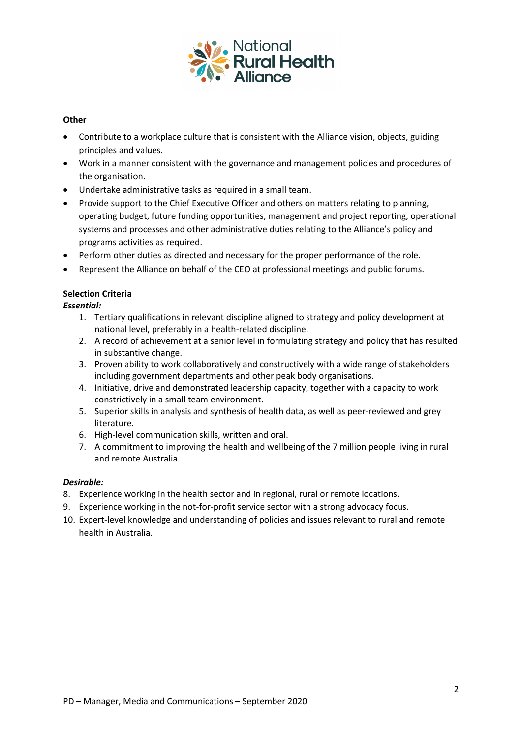**Other**

- Contribute to a workplace culture that is consistent with the Alliance vision, objects, guiding principles and values.
- Work in a manner consistent with the governance and management policies and procedures of the organisation.
- Undertake administrative tasks as required in a small team.
- Provide support to the Chief Executive Officer and others on matters relating to planning, operating budget, future funding opportunities, management and project reporting, operational systems and processes and other administrative duties relating to the Alliance's policy and programs activities as required.
- Perform other duties as directed and necessary for the proper performance of the role.
- Represent the Alliance on behalf of the CEO at professional meetings and public forums.

**Selection Criteria**

***Essential:***

1. Tertiary qualifications in relevant discipline aligned to strategy and policy development at national level, preferably in a health-related discipline.
2. A record of achievement at a senior level in formulating strategy and policy that has resulted in substantive change.
3. Proven ability to work collaboratively and constructively with a wide range of stakeholders including government departments and other peak body organisations.
4. Initiative, drive and demonstrated leadership capacity, together with a capacity to work constrictively in a small team environment.
5. Superior skills in analysis and synthesis of health data, as well as peer-reviewed and grey literature.
6. High-level communication skills, written and oral.
7. A commitment to improving the health and wellbeing of the 7 million people living in rural and remote Australia.

***Desirable:***

8. Experience working in the health sector and in regional, rural or remote locations.
9. Experience working in the not-for-profit service sector with a strong advocacy focus.
10. Expert-level knowledge and understanding of policies and issues relevant to rural and remote health in Australia.